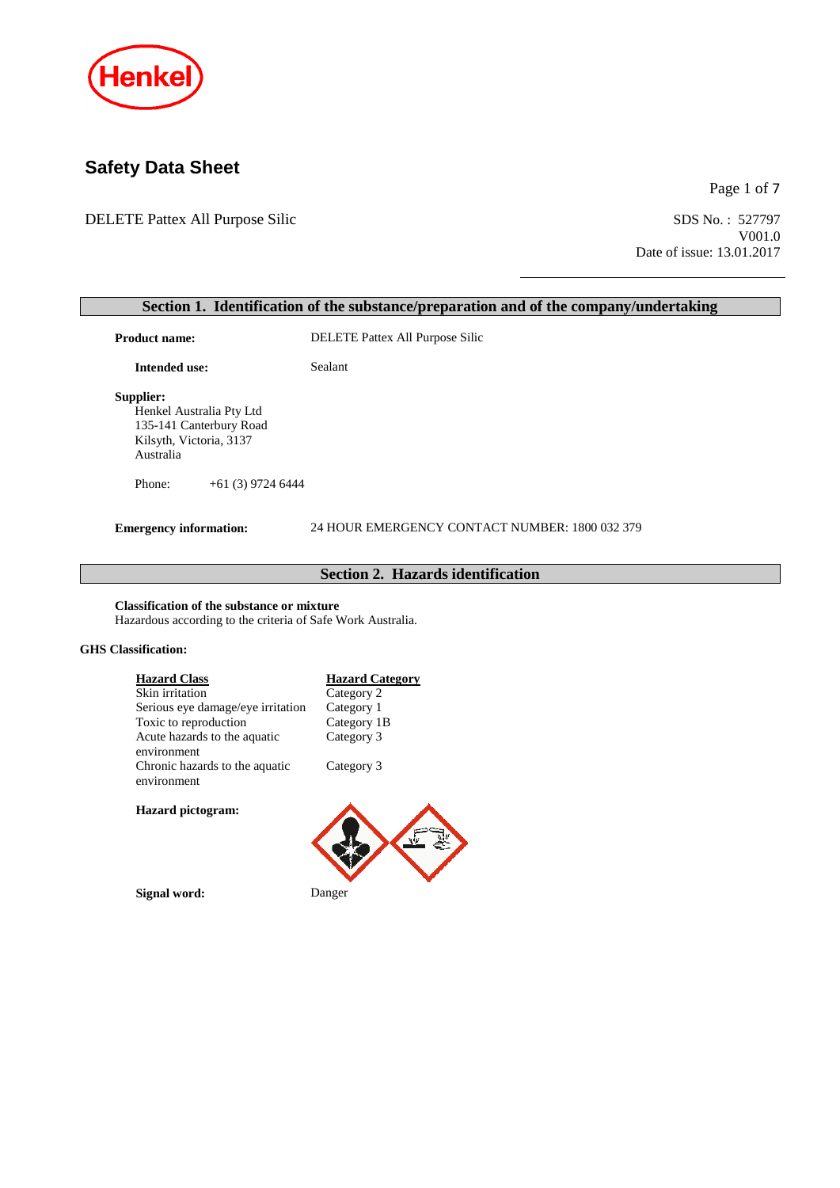Henkel

# Safety Data Sheet

DELETE Pattex All Purpose Silic

SDS No. : 527797
V001.0
Date of issue: 13.01.2017

## Section 1. Identification of the substance/preparation and of the company/undertaking

**Product name:** DELETE Pattex All Purpose Silic

**Intended use:** Sealant

**Supplier:**
Henkel Australia Pty Ltd
135-141 Canterbury Road
Kilsyth, Victoria, 3137
Australia

Phone: +61 (3) 9724 6444

**Emergency information:** 24 HOUR EMERGENCY CONTACT NUMBER: 1800 032 379

## Section 2. Hazards identification

**Classification of the substance or mixture**
Hazardous according to the criteria of Safe Work Australia.

**GHS Classification:**

| Hazard Class | Hazard Category |
|---|---|
| Skin irritation | Category 2 |
| Serious eye damage/eye irritation | Category 1 |
| Toxic to reproduction | Category 1B |
| Acute hazards to the aquatic environment | Category 3 |
| Chronic hazards to the aquatic environment | Category 3 |

**Hazard pictogram:**

**Signal word:** Danger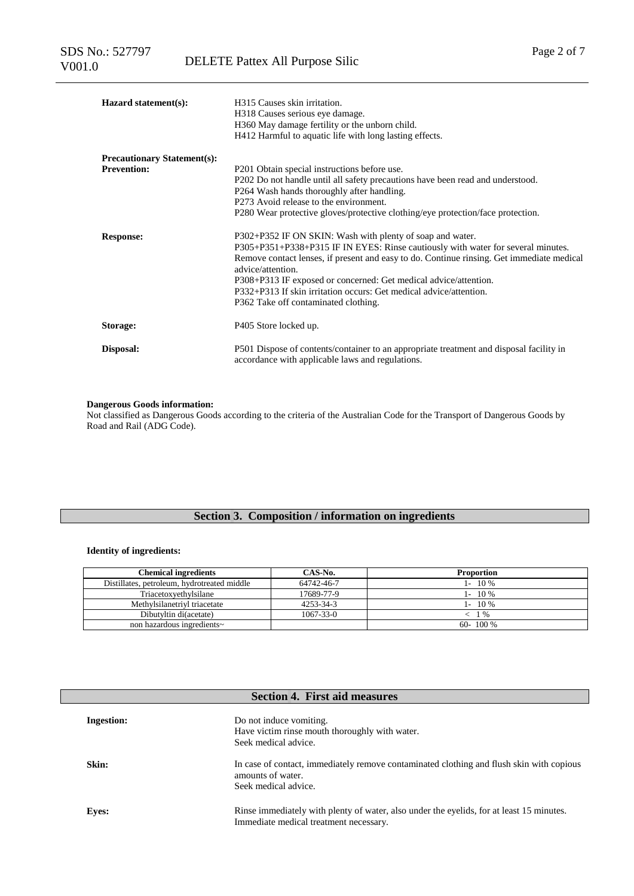**Hazard statement(s):**

H315 Causes skin irritation.
H318 Causes serious eye damage.
H360 May damage fertility or the unborn child.
H412 Harmful to aquatic life with long lasting effects.

**Precautionary Statement(s):**

**Prevention:**

P201 Obtain special instructions before use.
P202 Do not handle until all safety precautions have been read and understood.
P264 Wash hands thoroughly after handling.
P273 Avoid release to the environment.
P280 Wear protective gloves/protective clothing/eye protection/face protection.

**Response:**

P302+P352 IF ON SKIN: Wash with plenty of soap and water.
P305+P351+P338+P315 IF IN EYES: Rinse cautiously with water for several minutes. Remove contact lenses, if present and easy to do. Continue rinsing. Get immediate medical advice/attention.
P308+P313 IF exposed or concerned: Get medical advice/attention.
P332+P313 If skin irritation occurs: Get medical advice/attention.
P362 Take off contaminated clothing.

**Storage:**

P405 Store locked up.

**Disposal:**

P501 Dispose of contents/container to an appropriate treatment and disposal facility in accordance with applicable laws and regulations.

**Dangerous Goods information:**
Not classified as Dangerous Goods according to the criteria of the Australian Code for the Transport of Dangerous Goods by Road and Rail (ADG Code).

## Section 3. Composition / information on ingredients

**Identity of ingredients:**

| Chemical ingredients | CAS-No. | Proportion |
|---|---|---|
| Distillates, petroleum, hydrotreated middle | 64742-46-7 | 1- 10 % |
| Triacetoxyethylsilane | 17689-77-9 | 1- 10 % |
| Methylsilanetriyl triacetate | 4253-34-3 | 1- 10 % |
| Dibutyltin di(acetate) | 1067-33-0 | < 1 % |
| non hazardous ingredients~ | | 60- 100 % |

## Section 4. First aid measures

**Ingestion:**

Do not induce vomiting.
Have victim rinse mouth thoroughly with water.
Seek medical advice.

**Skin:**

In case of contact, immediately remove contaminated clothing and flush skin with copious amounts of water.
Seek medical advice.

**Eyes:**

Rinse immediately with plenty of water, also under the eyelids, for at least 15 minutes.
Immediate medical treatment necessary.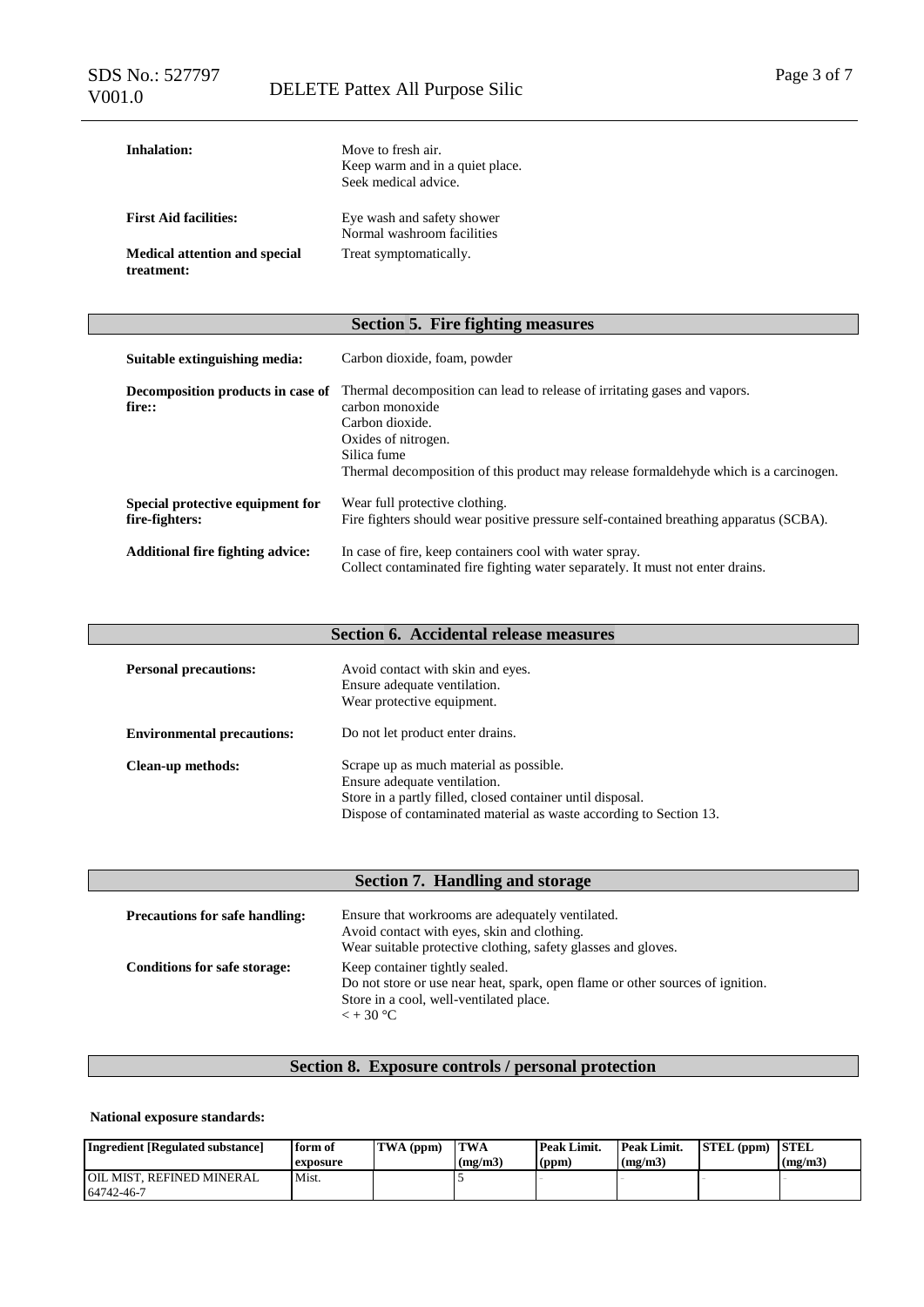**Inhalation:** Move to fresh air.
Keep warm and in a quiet place.
Seek medical advice.

**First Aid facilities:** Eye wash and safety shower
Normal washroom facilities

**Medical attention and special treatment:** Treat symptomatically.

## Section 5. Fire fighting measures

**Suitable extinguishing media:** Carbon dioxide, foam, powder

**Decomposition products in case of fire::** Thermal decomposition can lead to release of irritating gases and vapors.
carbon monoxide
Carbon dioxide.
Oxides of nitrogen.
Silica fume
Thermal decomposition of this product may release formaldehyde which is a carcinogen.

**Special protective equipment for fire-fighters:** Wear full protective clothing.
Fire fighters should wear positive pressure self-contained breathing apparatus (SCBA).

**Additional fire fighting advice:** In case of fire, keep containers cool with water spray.
Collect contaminated fire fighting water separately. It must not enter drains.

## Section 6. Accidental release measures

**Personal precautions:** Avoid contact with skin and eyes.
Ensure adequate ventilation.
Wear protective equipment.

**Environmental precautions:** Do not let product enter drains.

**Clean-up methods:** Scrape up as much material as possible.
Ensure adequate ventilation.
Store in a partly filled, closed container until disposal.
Dispose of contaminated material as waste according to Section 13.

## Section 7. Handling and storage

**Precautions for safe handling:** Ensure that workrooms are adequately ventilated.
Avoid contact with eyes, skin and clothing.
Wear suitable protective clothing, safety glasses and gloves.

**Conditions for safe storage:** Keep container tightly sealed.
Do not store or use near heat, spark, open flame or other sources of ignition.
Store in a cool, well-ventilated place.
< + 30 °C

## Section 8. Exposure controls / personal protection

**National exposure standards:**

| Ingredient [Regulated substance] | form of exposure | TWA (ppm) | TWA (mg/m3) | Peak Limit. (ppm) | Peak Limit. (mg/m3) | STEL (ppm) | STEL (mg/m3) |
|---|---|---|---|---|---|---|---|
| OIL MIST, REFINED MINERAL 64742-46-7 | Mist. | | 5 | - | - | - | - |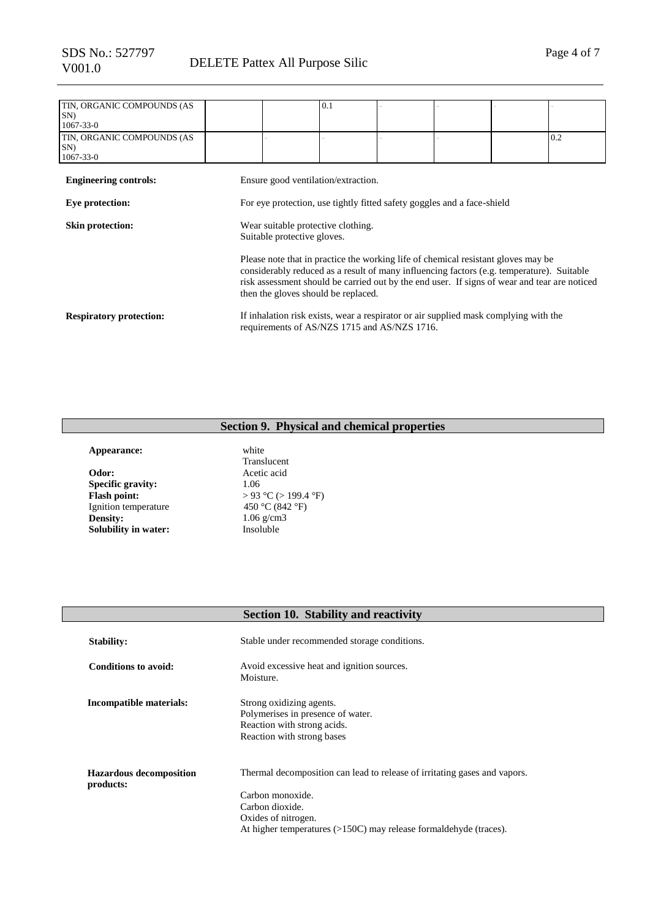| | | | | | | | |
|---|---|---|---|---|---|---|---|
| TIN, ORGANIC COMPOUNDS (AS SN)<br>1067-33-0 | | | 0.1 | - | - | - | - |
| TIN, ORGANIC COMPOUNDS (AS SN)<br>1067-33-0 | | - | - | - | - | | 0.2 |

**Engineering controls:** Ensure good ventilation/extraction.

**Eye protection:** For eye protection, use tightly fitted safety goggles and a face-shield

**Skin protection:** Wear suitable protective clothing.
Suitable protective gloves.

Please note that in practice the working life of chemical resistant gloves may be considerably reduced as a result of many influencing factors (e.g. temperature). Suitable risk assessment should be carried out by the end user. If signs of wear and tear are noticed then the gloves should be replaced.

**Respiratory protection:** If inhalation risk exists, wear a respirator or air supplied mask complying with the requirements of AS/NZS 1715 and AS/NZS 1716.

## Section 9. Physical and chemical properties

**Appearance:** white
Translucent
**Odor:** Acetic acid
**Specific gravity:** 1.06
**Flash point:** > 93 °C (> 199.4 °F)
Ignition temperature 450 °C (842 °F)
**Density:** 1.06 g/cm3
**Solubility in water:** Insoluble

## Section 10. Stability and reactivity

**Stability:** Stable under recommended storage conditions.

**Conditions to avoid:** Avoid excessive heat and ignition sources.
Moisture.

**Incompatible materials:** Strong oxidizing agents.
Polymerises in presence of water.
Reaction with strong acids.
Reaction with strong bases

**Hazardous decomposition products:** Thermal decomposition can lead to release of irritating gases and vapors.

Carbon monoxide.
Carbon dioxide.
Oxides of nitrogen.
At higher temperatures (>150C) may release formaldehyde (traces).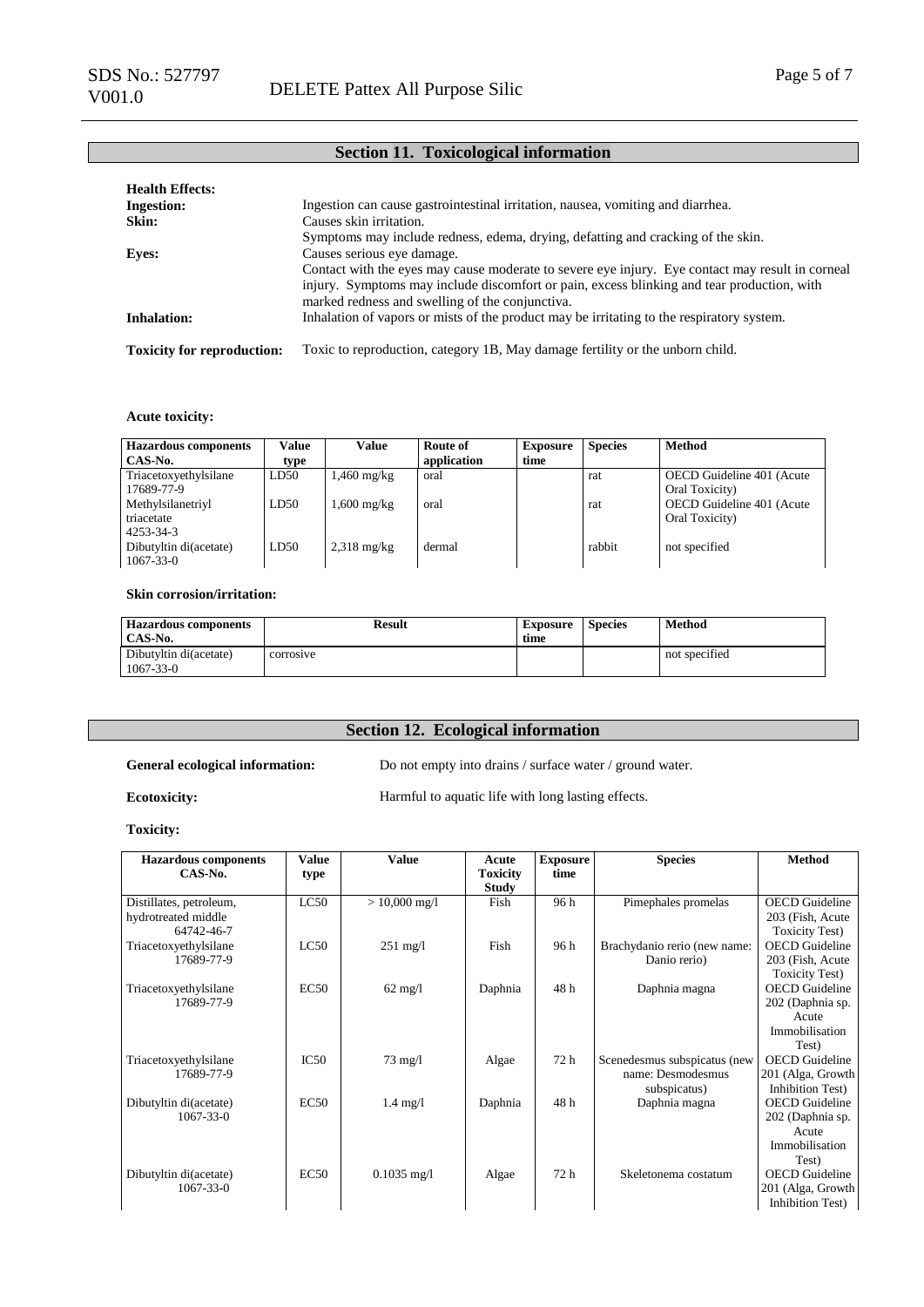## Section 11. Toxicological information

**Health Effects:**

**Ingestion:** Ingestion can cause gastrointestinal irritation, nausea, vomiting and diarrhea.

**Skin:** Causes skin irritation.
Symptoms may include redness, edema, drying, defatting and cracking of the skin.

**Eyes:** Causes serious eye damage.
Contact with the eyes may cause moderate to severe eye injury. Eye contact may result in corneal injury. Symptoms may include discomfort or pain, excess blinking and tear production, with marked redness and swelling of the conjunctiva.

**Inhalation:** Inhalation of vapors or mists of the product may be irritating to the respiratory system.

**Toxicity for reproduction:** Toxic to reproduction, category 1B, May damage fertility or the unborn child.

**Acute toxicity:**

| Hazardous components CAS-No. | Value type | Value | Route of application | Exposure time | Species | Method |
|---|---|---|---|---|---|---|
| Triacetoxyethylsilane 17689-77-9 | LD50 | 1,460 mg/kg | oral | | rat | OECD Guideline 401 (Acute Oral Toxicity) |
| Methylsilanetriyl triacetate 4253-34-3 | LD50 | 1,600 mg/kg | oral | | rat | OECD Guideline 401 (Acute Oral Toxicity) |
| Dibutyltin di(acetate) 1067-33-0 | LD50 | 2,318 mg/kg | dermal | | rabbit | not specified |

**Skin corrosion/irritation:**

| Hazardous components CAS-No. | Result | Exposure time | Species | Method |
|---|---|---|---|---|
| Dibutyltin di(acetate) 1067-33-0 | corrosive | | | not specified |

## Section 12. Ecological information

**General ecological information:** Do not empty into drains / surface water / ground water.

**Ecotoxicity:** Harmful to aquatic life with long lasting effects.

**Toxicity:**

| Hazardous components CAS-No. | Value type | Value | Acute Toxicity Study | Exposure time | Species | Method |
|---|---|---|---|---|---|---|
| Distillates, petroleum, hydrotreated middle 64742-46-7 | LC50 | > 10,000 mg/l | Fish | 96 h | Pimephales promelas | OECD Guideline 203 (Fish, Acute Toxicity Test) |
| Triacetoxyethylsilane 17689-77-9 | LC50 | 251 mg/l | Fish | 96 h | Brachydanio rerio (new name: Danio rerio) | OECD Guideline 203 (Fish, Acute Toxicity Test) |
| Triacetoxyethylsilane 17689-77-9 | EC50 | 62 mg/l | Daphnia | 48 h | Daphnia magna | OECD Guideline 202 (Daphnia sp. Acute Immobilisation Test) |
| Triacetoxyethylsilane 17689-77-9 | IC50 | 73 mg/l | Algae | 72 h | Scenedesmus subspicatus (new name: Desmodesmus subspicatus) | OECD Guideline 201 (Alga, Growth Inhibition Test) |
| Dibutyltin di(acetate) 1067-33-0 | EC50 | 1.4 mg/l | Daphnia | 48 h | Daphnia magna | OECD Guideline 202 (Daphnia sp. Acute Immobilisation Test) |
| Dibutyltin di(acetate) 1067-33-0 | EC50 | 0.1035 mg/l | Algae | 72 h | Skeletonema costatum | OECD Guideline 201 (Alga, Growth Inhibition Test) |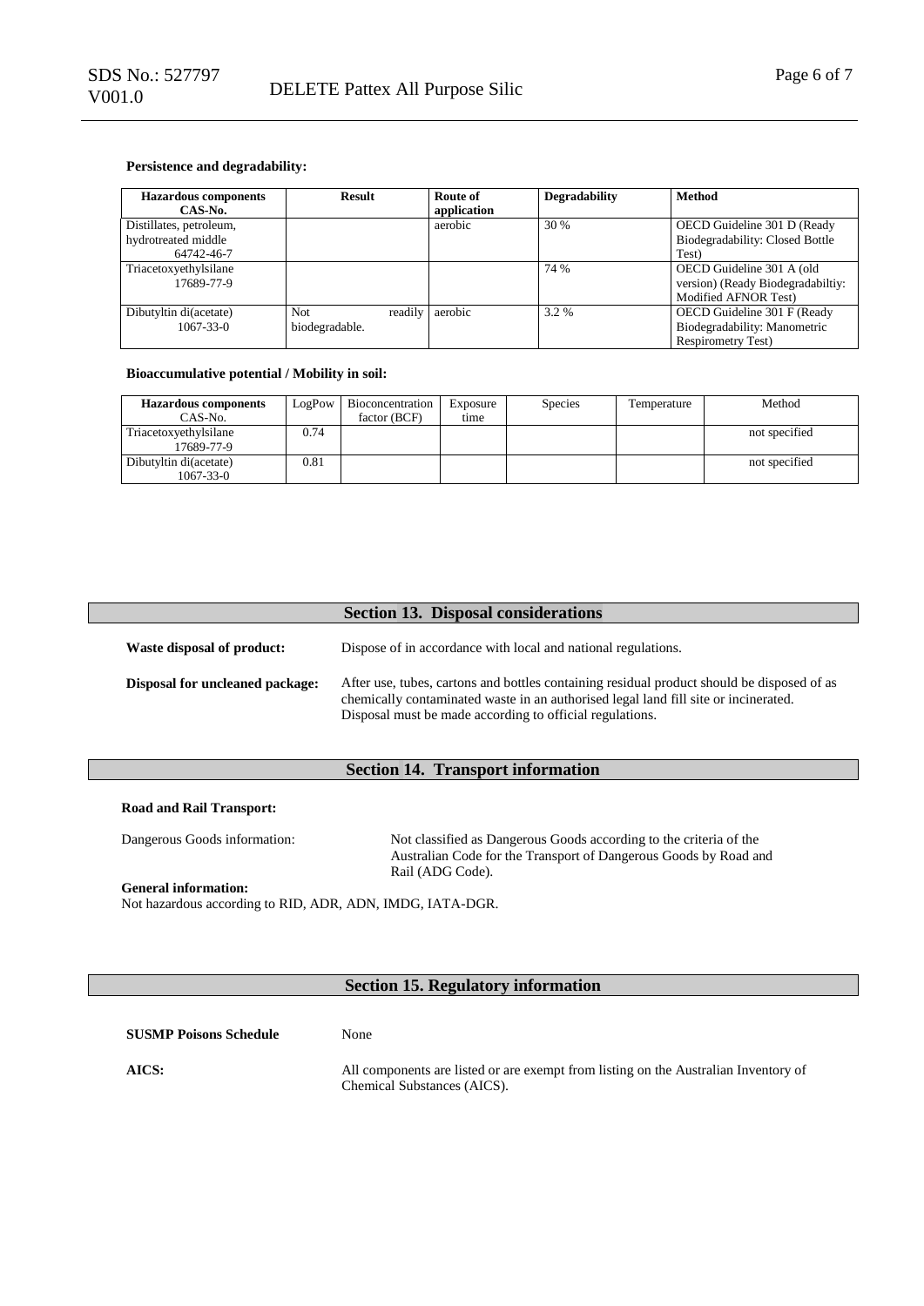**Persistence and degradability:**

| Hazardous components CAS-No. | Result | Route of application | Degradability | Method |
|---|---|---|---|---|
| Distillates, petroleum, hydrotreated middle 64742-46-7 | | aerobic | 30 % | OECD Guideline 301 D (Ready Biodegradability: Closed Bottle Test) |
| Triacetoxyethylsilane 17689-77-9 | | | 74 % | OECD Guideline 301 A (old version) (Ready Biodegradabiltiy: Modified AFNOR Test) |
| Dibutyltin di(acetate) 1067-33-0 | Not readily biodegradable. | aerobic | 3.2 % | OECD Guideline 301 F (Ready Biodegradability: Manometric Respirometry Test) |

**Bioaccumulative potential / Mobility in soil:**

| Hazardous components CAS-No. | LogPow | Bioconcentration factor (BCF) | Exposure time | Species | Temperature | Method |
|---|---|---|---|---|---|---|
| Triacetoxyethylsilane 17689-77-9 | 0.74 | | | | | not specified |
| Dibutyltin di(acetate) 1067-33-0 | 0.81 | | | | | not specified |

## Section 13. Disposal considerations

**Waste disposal of product:** Dispose of in accordance with local and national regulations.

**Disposal for uncleaned package:** After use, tubes, cartons and bottles containing residual product should be disposed of as chemically contaminated waste in an authorised legal land fill site or incinerated. Disposal must be made according to official regulations.

## Section 14. Transport information

**Road and Rail Transport:**

Dangerous Goods information: Not classified as Dangerous Goods according to the criteria of the Australian Code for the Transport of Dangerous Goods by Road and Rail (ADG Code).

**General information:**
Not hazardous according to RID, ADR, ADN, IMDG, IATA-DGR.

## Section 15. Regulatory information

**SUSMP Poisons Schedule** None

**AICS:** All components are listed or are exempt from listing on the Australian Inventory of Chemical Substances (AICS).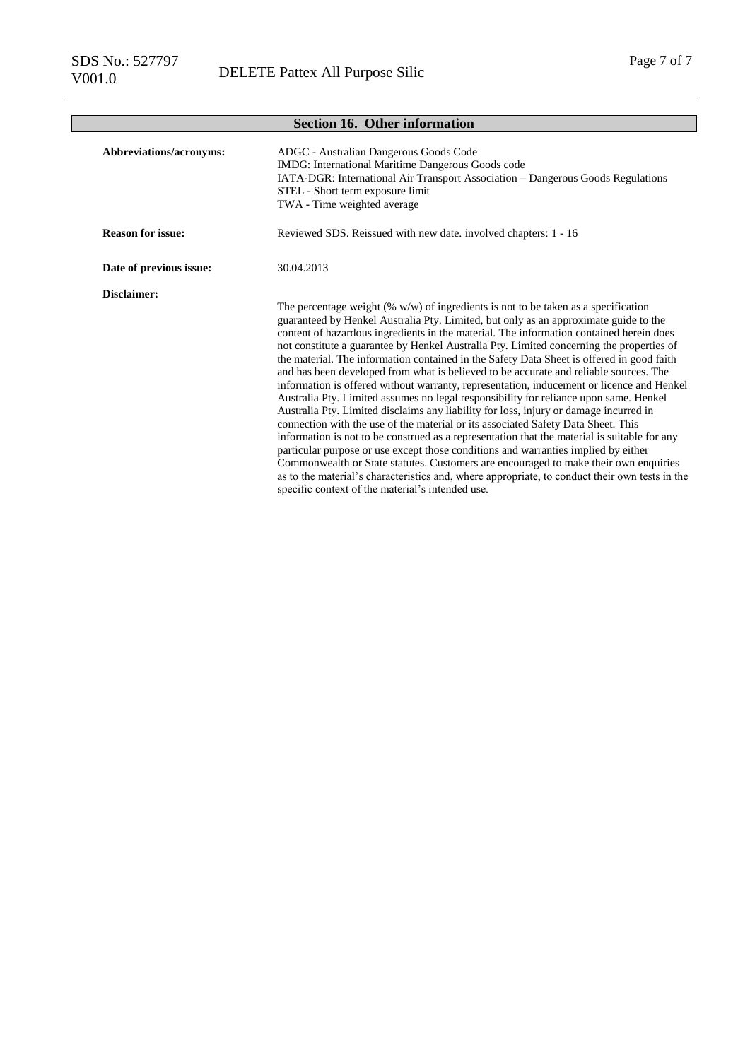## Section 16. Other information

**Abbreviations/acronyms:**

ADGC - Australian Dangerous Goods Code
IMDG: International Maritime Dangerous Goods code
IATA-DGR: International Air Transport Association – Dangerous Goods Regulations
STEL - Short term exposure limit
TWA - Time weighted average

**Reason for issue:** Reviewed SDS. Reissued with new date. involved chapters: 1 - 16

**Date of previous issue:** 30.04.2013

**Disclaimer:**

The percentage weight (% w/w) of ingredients is not to be taken as a specification guaranteed by Henkel Australia Pty. Limited, but only as an approximate guide to the content of hazardous ingredients in the material. The information contained herein does not constitute a guarantee by Henkel Australia Pty. Limited concerning the properties of the material. The information contained in the Safety Data Sheet is offered in good faith and has been developed from what is believed to be accurate and reliable sources. The information is offered without warranty, representation, inducement or licence and Henkel Australia Pty. Limited assumes no legal responsibility for reliance upon same. Henkel Australia Pty. Limited disclaims any liability for loss, injury or damage incurred in connection with the use of the material or its associated Safety Data Sheet. This information is not to be construed as a representation that the material is suitable for any particular purpose or use except those conditions and warranties implied by either Commonwealth or State statutes. Customers are encouraged to make their own enquiries as to the material's characteristics and, where appropriate, to conduct their own tests in the specific context of the material's intended use.